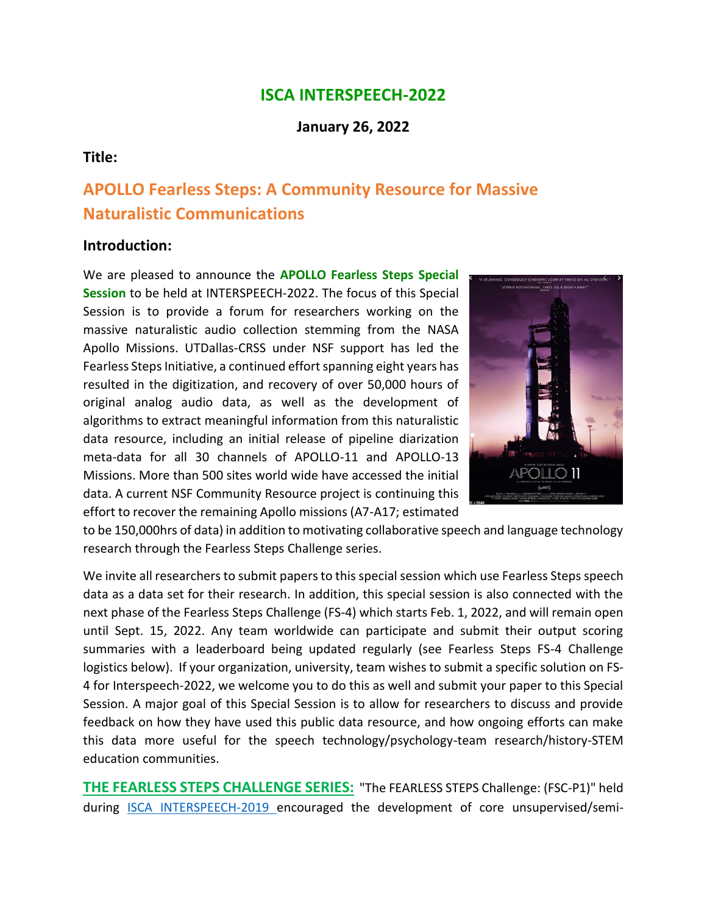# ISCA INTERSPEECH-2022

**January 26, 2022**

**Title:**

## APOLLO Fearless Steps: A Community Resource for Massive Naturalistic Communications

### Introduction:

We are pleased to announce the **APOLLO Fearless Steps Special Session** to be held at INTERSPEECH-2022. The focus of this Special Session is to provide a forum for researchers working on the massive naturalistic audio collection stemming from the NASA Apollo Missions. UTDallas-CRSS under NSF support has led the Fearless Steps Initiative, a continued effort spanning eight years has resulted in the digitization, and recovery of over 50,000 hours of original analog audio data, as well as the development of algorithms to extract meaningful information from this naturalistic data resource, including an initial release of pipeline diarization meta-data for all 30 channels of APOLLO-11 and APOLLO-13 Missions. More than 500 sites world wide have accessed the initial data. A current NSF Community Resource project is continuing this effort to recover the remaining Apollo missions (A7-A17; estimated to be 150,000hrs of data) in addition to motivating collaborative speech and language technology research through the Fearless Steps Challenge series.

We invite all researchers to submit papers to this special session which use Fearless Steps speech data as a data set for their research. In addition, this special session is also connected with the next phase of the Fearless Steps Challenge (FS-4) which starts Feb. 1, 2022, and will remain open until Sept. 15, 2022. Any team worldwide can participate and submit their output scoring summaries with a leaderboard being updated regularly (see Fearless Steps FS-4 Challenge logistics below). If your organization, university, team wishes to submit a specific solution on FS-4 for Interspeech-2022, we welcome you to do this as well and submit your paper to this Special Session. A major goal of this Special Session is to allow for researchers to discuss and provide feedback on how they have used this public data resource, and how ongoing efforts can make this data more useful for the speech technology/psychology-team research/history-STEM education communities.

**THE FEARLESS STEPS CHALLENGE SERIES:** "The FEARLESS STEPS Challenge: (FSC-P1)" held during ISCA INTERSPEECH-2019 encouraged the development of core unsupervised/semi-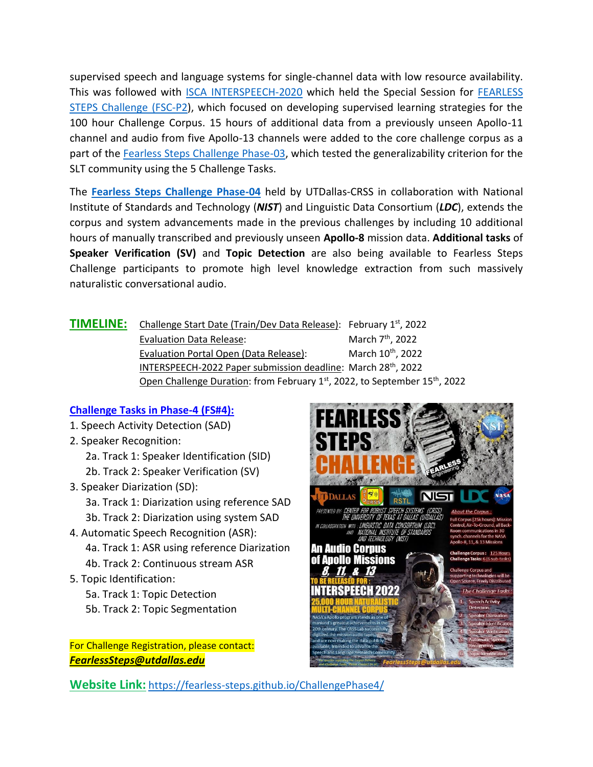supervised speech and language systems for single-channel data with low resource availability. This was followed with ISCA INTERSPEECH-2020 which held the Special Session for FEARLESS STEPS Challenge (FSC-P2), which focused on developing supervised learning strategies for the 100 hour Challenge Corpus. 15 hours of additional data from a previously unseen Apollo-11 channel and audio from five Apollo-13 channels were added to the core challenge corpus as a part of the Fearless Steps Challenge Phase-03, which tested the generalizability criterion for the SLT community using the 5 Challenge Tasks.

The **Fearless Steps Challenge Phase-04** held by UTDallas-CRSS in collaboration with National Institute of Standards and Technology (***NIST***) and Linguistic Data Consortium (***LDC***), extends the corpus and system advancements made in the previous challenges by including 10 additional hours of manually transcribed and previously unseen **Apollo-8** mission data. **Additional tasks** of **Speaker Verification (SV)** and **Topic Detection** are also being available to Fearless Steps Challenge participants to promote high level knowledge extraction from such massively naturalistic conversational audio.

## TIMELINE:

- Challenge Start Date (Train/Dev Data Release): February 1st, 2022
- Evaluation Data Release: March 7th, 2022
- Evaluation Portal Open (Data Release): March 10th, 2022
- INTERSPEECH-2022 Paper submission deadline: March 28th, 2022
- Open Challenge Duration: from February 1st, 2022, to September 15th, 2022

### Challenge Tasks in Phase-4 (FS#4):

1. Speech Activity Detection (SAD)
2. Speaker Recognition:
   - 2a. Track 1: Speaker Identification (SID)
   - 2b. Track 2: Speaker Verification (SV)
3. Speaker Diarization (SD):
   - 3a. Track 1: Diarization using reference SAD
   - 3b. Track 2: Diarization using system SAD
4. Automatic Speech Recognition (ASR):
   - 4a. Track 1: ASR using reference Diarization
   - 4b. Track 2: Continuous stream ASR
5. Topic Identification:
   - 5a. Track 1: Topic Detection
   - 5b. Track 2: Topic Segmentation

For Challenge Registration, please contact:
***FearlessSteps@utdallas.edu***

**Website Link:** https://fearless-steps.github.io/ChallengePhase4/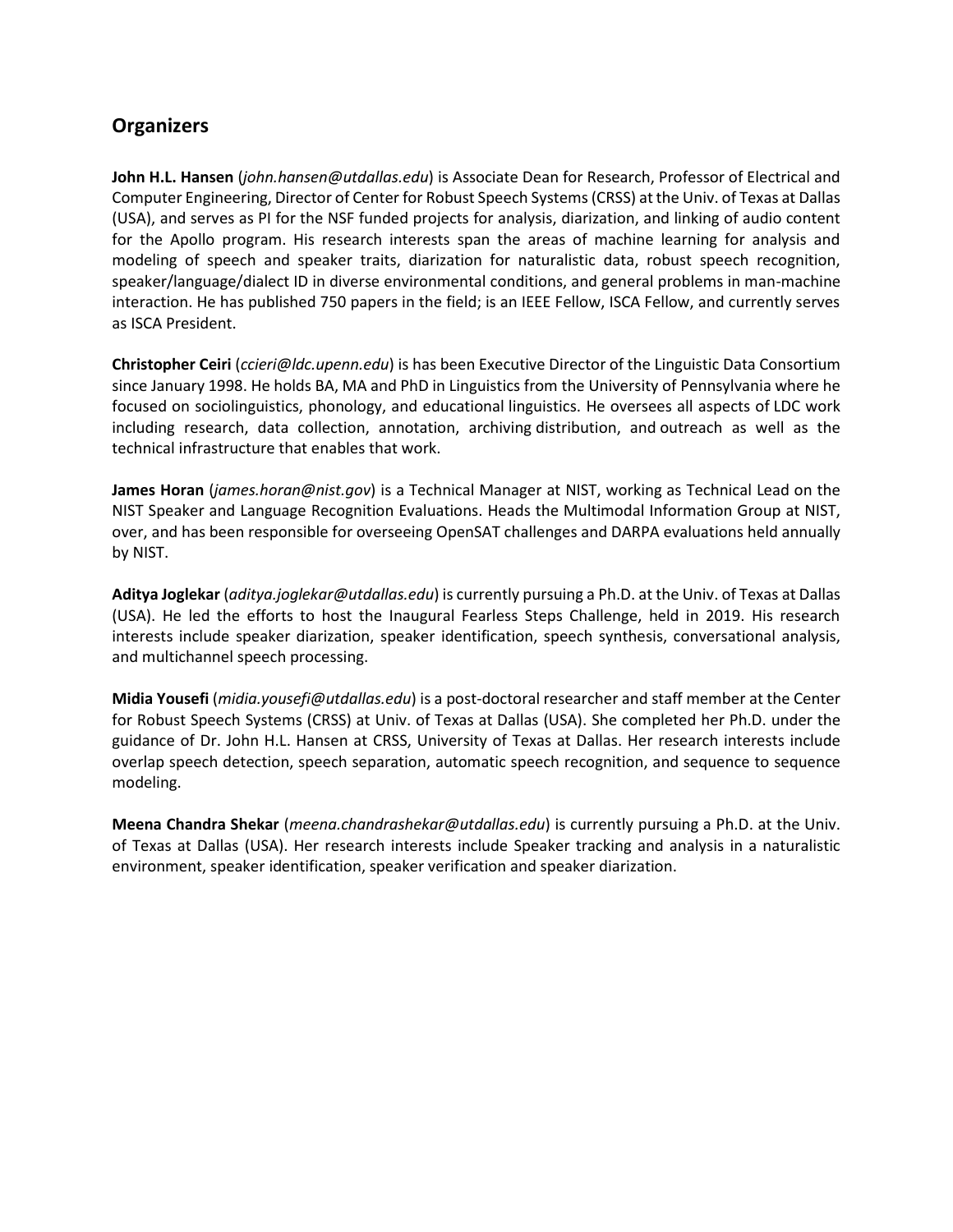## Organizers

**John H.L. Hansen** (*john.hansen@utdallas.edu*) is Associate Dean for Research, Professor of Electrical and Computer Engineering, Director of Center for Robust Speech Systems (CRSS) at the Univ. of Texas at Dallas (USA), and serves as PI for the NSF funded projects for analysis, diarization, and linking of audio content for the Apollo program. His research interests span the areas of machine learning for analysis and modeling of speech and speaker traits, diarization for naturalistic data, robust speech recognition, speaker/language/dialect ID in diverse environmental conditions, and general problems in man-machine interaction. He has published 750 papers in the field; is an IEEE Fellow, ISCA Fellow, and currently serves as ISCA President.

**Christopher Ceiri** (*ccieri@ldc.upenn.edu*) is has been Executive Director of the Linguistic Data Consortium since January 1998. He holds BA, MA and PhD in Linguistics from the University of Pennsylvania where he focused on sociolinguistics, phonology, and educational linguistics. He oversees all aspects of LDC work including research, data collection, annotation, archiving distribution, and outreach as well as the technical infrastructure that enables that work.

**James Horan** (*james.horan@nist.gov*) is a Technical Manager at NIST, working as Technical Lead on the NIST Speaker and Language Recognition Evaluations. Heads the Multimodal Information Group at NIST, over, and has been responsible for overseeing OpenSAT challenges and DARPA evaluations held annually by NIST.

**Aditya Joglekar** (*aditya.joglekar@utdallas.edu*) is currently pursuing a Ph.D. at the Univ. of Texas at Dallas (USA). He led the efforts to host the Inaugural Fearless Steps Challenge, held in 2019. His research interests include speaker diarization, speaker identification, speech synthesis, conversational analysis, and multichannel speech processing.

**Midia Yousefi** (*midia.yousefi@utdallas.edu*) is a post-doctoral researcher and staff member at the Center for Robust Speech Systems (CRSS) at Univ. of Texas at Dallas (USA). She completed her Ph.D. under the guidance of Dr. John H.L. Hansen at CRSS, University of Texas at Dallas. Her research interests include overlap speech detection, speech separation, automatic speech recognition, and sequence to sequence modeling.

**Meena Chandra Shekar** (*meena.chandrashekar@utdallas.edu*) is currently pursuing a Ph.D. at the Univ. of Texas at Dallas (USA). Her research interests include Speaker tracking and analysis in a naturalistic environment, speaker identification, speaker verification and speaker diarization.